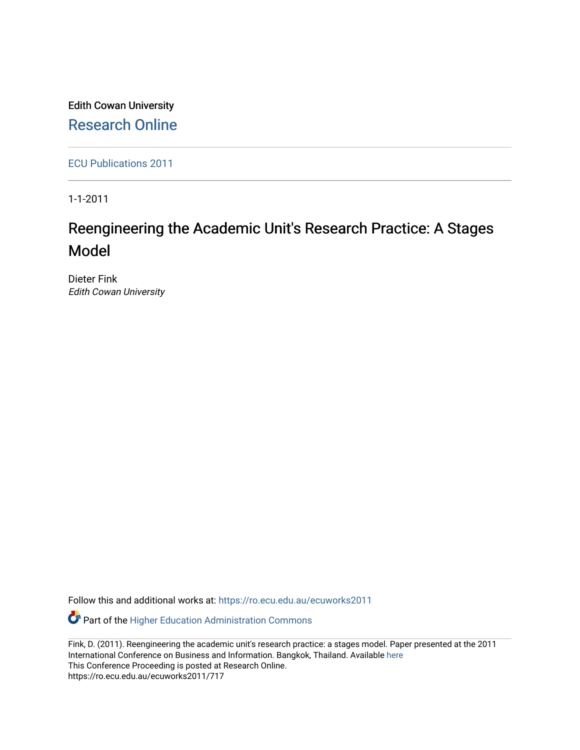Edith Cowan University

Research Online

ECU Publications 2011

1-1-2011

# Reengineering the Academic Unit's Research Practice: A Stages Model

Dieter Fink
*Edith Cowan University*

Follow this and additional works at: https://ro.ecu.edu.au/ecuworks2011

Part of the Higher Education Administration Commons

Fink, D. (2011). Reengineering the academic unit's research practice: a stages model. Paper presented at the 2011 International Conference on Business and Information. Bangkok, Thailand. Available here
This Conference Proceeding is posted at Research Online.
https://ro.ecu.edu.au/ecuworks2011/717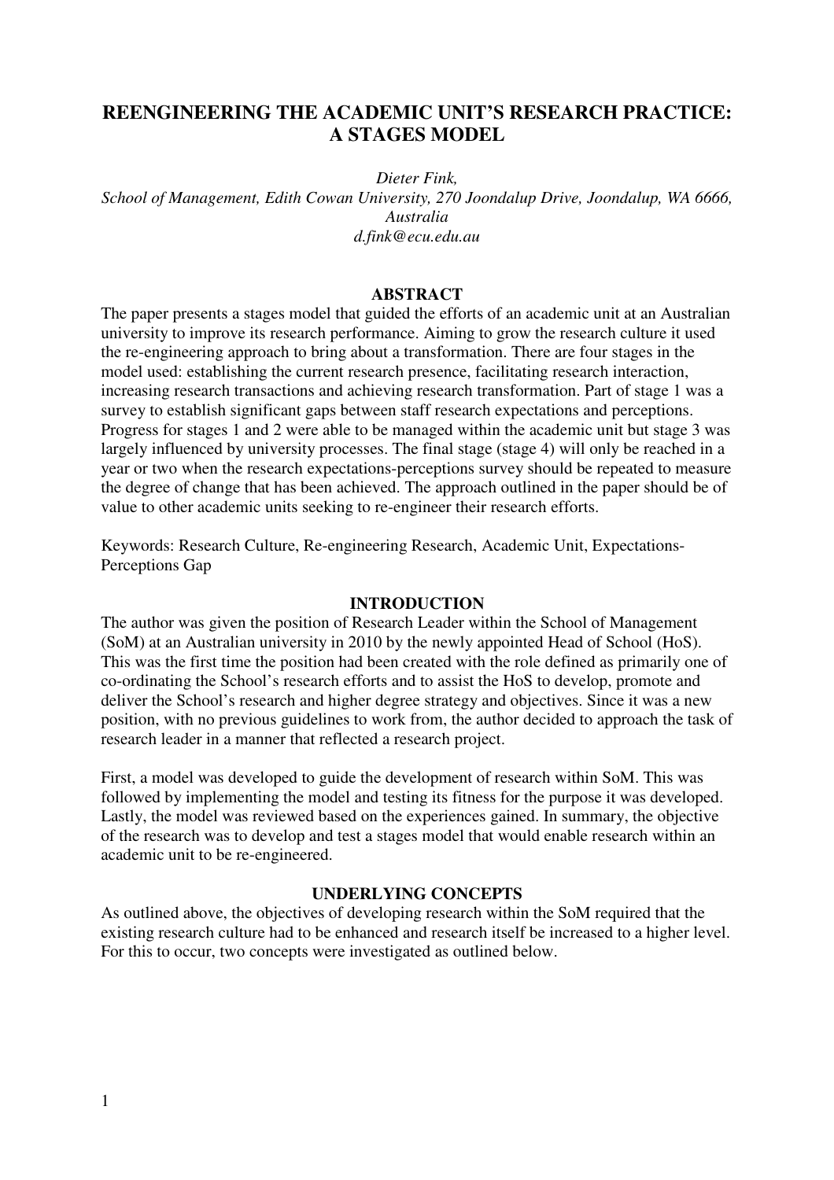# REENGINEERING THE ACADEMIC UNIT'S RESEARCH PRACTICE: A STAGES MODEL

*Dieter Fink,*
*School of Management, Edith Cowan University, 270 Joondalup Drive, Joondalup, WA 6666, Australia*
*d.fink@ecu.edu.au*

## ABSTRACT

The paper presents a stages model that guided the efforts of an academic unit at an Australian university to improve its research performance. Aiming to grow the research culture it used the re-engineering approach to bring about a transformation. There are four stages in the model used: establishing the current research presence, facilitating research interaction, increasing research transactions and achieving research transformation. Part of stage 1 was a survey to establish significant gaps between staff research expectations and perceptions. Progress for stages 1 and 2 were able to be managed within the academic unit but stage 3 was largely influenced by university processes. The final stage (stage 4) will only be reached in a year or two when the research expectations-perceptions survey should be repeated to measure the degree of change that has been achieved. The approach outlined in the paper should be of value to other academic units seeking to re-engineer their research efforts.

Keywords: Research Culture, Re-engineering Research, Academic Unit, Expectations-Perceptions Gap

## INTRODUCTION

The author was given the position of Research Leader within the School of Management (SoM) at an Australian university in 2010 by the newly appointed Head of School (HoS). This was the first time the position had been created with the role defined as primarily one of co-ordinating the School's research efforts and to assist the HoS to develop, promote and deliver the School's research and higher degree strategy and objectives. Since it was a new position, with no previous guidelines to work from, the author decided to approach the task of research leader in a manner that reflected a research project.

First, a model was developed to guide the development of research within SoM. This was followed by implementing the model and testing its fitness for the purpose it was developed. Lastly, the model was reviewed based on the experiences gained. In summary, the objective of the research was to develop and test a stages model that would enable research within an academic unit to be re-engineered.

## UNDERLYING CONCEPTS

As outlined above, the objectives of developing research within the SoM required that the existing research culture had to be enhanced and research itself be increased to a higher level. For this to occur, two concepts were investigated as outlined below.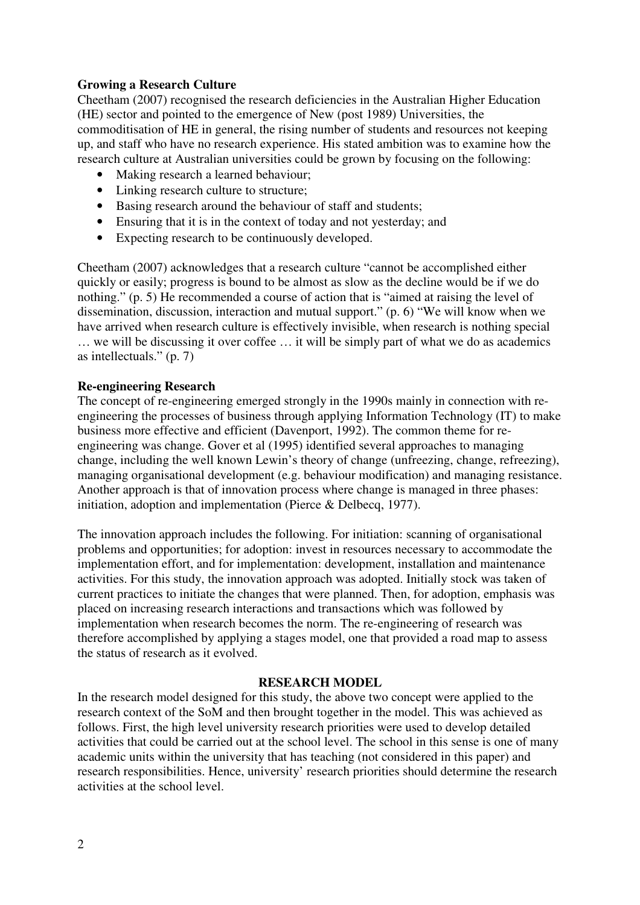## Growing a Research Culture

Cheetham (2007) recognised the research deficiencies in the Australian Higher Education (HE) sector and pointed to the emergence of New (post 1989) Universities, the commoditisation of HE in general, the rising number of students and resources not keeping up, and staff who have no research experience. His stated ambition was to examine how the research culture at Australian universities could be grown by focusing on the following:

- Making research a learned behaviour;
- Linking research culture to structure;
- Basing research around the behaviour of staff and students;
- Ensuring that it is in the context of today and not yesterday; and
- Expecting research to be continuously developed.

Cheetham (2007) acknowledges that a research culture "cannot be accomplished either quickly or easily; progress is bound to be almost as slow as the decline would be if we do nothing." (p. 5) He recommended a course of action that is "aimed at raising the level of dissemination, discussion, interaction and mutual support." (p. 6) "We will know when we have arrived when research culture is effectively invisible, when research is nothing special … we will be discussing it over coffee … it will be simply part of what we do as academics as intellectuals." (p. 7)

## Re-engineering Research

The concept of re-engineering emerged strongly in the 1990s mainly in connection with re-engineering the processes of business through applying Information Technology (IT) to make business more effective and efficient (Davenport, 1992). The common theme for re-engineering was change. Gover et al (1995) identified several approaches to managing change, including the well known Lewin's theory of change (unfreezing, change, refreezing), managing organisational development (e.g. behaviour modification) and managing resistance. Another approach is that of innovation process where change is managed in three phases: initiation, adoption and implementation (Pierce & Delbecq, 1977).

The innovation approach includes the following. For initiation: scanning of organisational problems and opportunities; for adoption: invest in resources necessary to accommodate the implementation effort, and for implementation: development, installation and maintenance activities. For this study, the innovation approach was adopted. Initially stock was taken of current practices to initiate the changes that were planned. Then, for adoption, emphasis was placed on increasing research interactions and transactions which was followed by implementation when research becomes the norm. The re-engineering of research was therefore accomplished by applying a stages model, one that provided a road map to assess the status of research as it evolved.

# RESEARCH MODEL

In the research model designed for this study, the above two concept were applied to the research context of the SoM and then brought together in the model. This was achieved as follows. First, the high level university research priorities were used to develop detailed activities that could be carried out at the school level. The school in this sense is one of many academic units within the university that has teaching (not considered in this paper) and research responsibilities. Hence, university' research priorities should determine the research activities at the school level.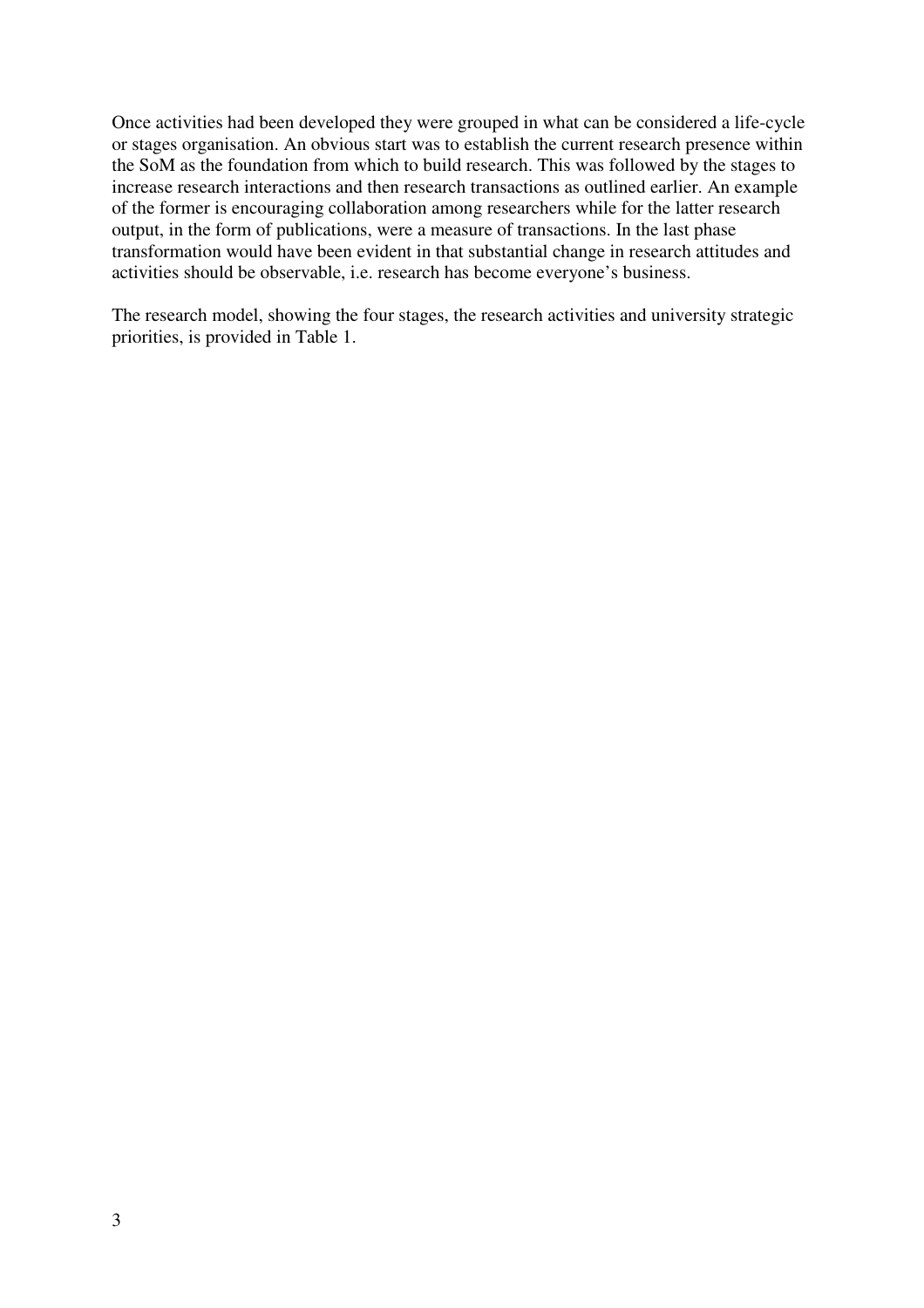Once activities had been developed they were grouped in what can be considered a life-cycle or stages organisation. An obvious start was to establish the current research presence within the SoM as the foundation from which to build research. This was followed by the stages to increase research interactions and then research transactions as outlined earlier. An example of the former is encouraging collaboration among researchers while for the latter research output, in the form of publications, were a measure of transactions. In the last phase transformation would have been evident in that substantial change in research attitudes and activities should be observable, i.e. research has become everyone's business.

The research model, showing the four stages, the research activities and university strategic priorities, is provided in Table 1.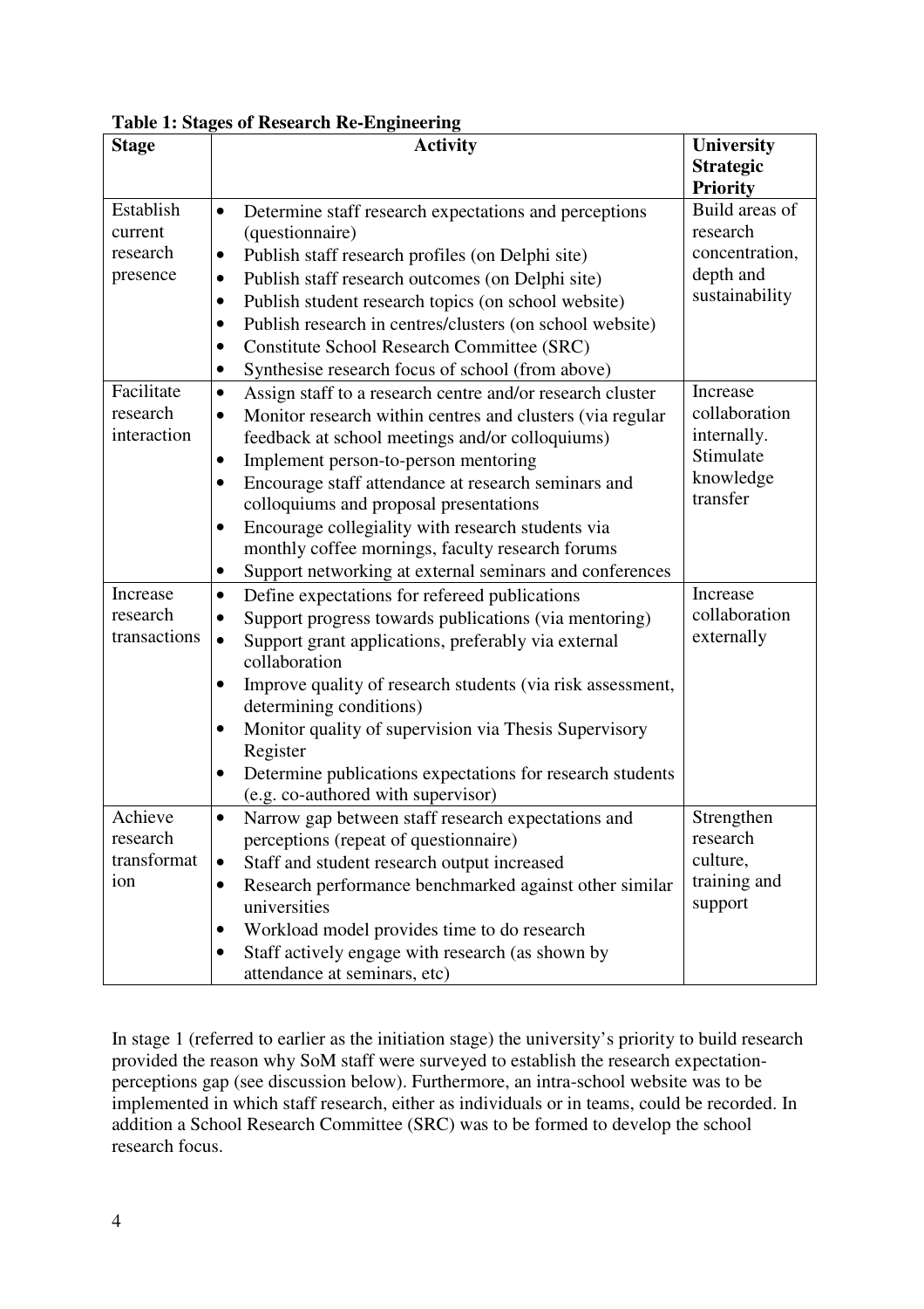**Table 1: Stages of Research Re-Engineering**

| Stage | Activity | University Strategic Priority |
|---|---|---|
| Establish current research presence | • Determine staff research expectations and perceptions (questionnaire)<br>• Publish staff research profiles (on Delphi site)<br>• Publish staff research outcomes (on Delphi site)<br>• Publish student research topics (on school website)<br>• Publish research in centres/clusters (on school website)<br>• Constitute School Research Committee (SRC)<br>• Synthesise research focus of school (from above) | Build areas of research concentration, depth and sustainability |
| Facilitate research interaction | • Assign staff to a research centre and/or research cluster<br>• Monitor research within centres and clusters (via regular feedback at school meetings and/or colloquiums)<br>• Implement person-to-person mentoring<br>• Encourage staff attendance at research seminars and colloquiums and proposal presentations<br>• Encourage collegiality with research students via monthly coffee mornings, faculty research forums<br>• Support networking at external seminars and conferences | Increase collaboration internally. Stimulate knowledge transfer |
| Increase research transactions | • Define expectations for refereed publications<br>• Support progress towards publications (via mentoring)<br>• Support grant applications, preferably via external collaboration<br>• Improve quality of research students (via risk assessment, determining conditions)<br>• Monitor quality of supervision via Thesis Supervisory Register<br>• Determine publications expectations for research students (e.g. co-authored with supervisor) | Increase collaboration externally |
| Achieve research transformation | • Narrow gap between staff research expectations and perceptions (repeat of questionnaire)<br>• Staff and student research output increased<br>• Research performance benchmarked against other similar universities<br>• Workload model provides time to do research<br>• Staff actively engage with research (as shown by attendance at seminars, etc) | Strengthen research culture, training and support |

In stage 1 (referred to earlier as the initiation stage) the university's priority to build research provided the reason why SoM staff were surveyed to establish the research expectation-perceptions gap (see discussion below). Furthermore, an intra-school website was to be implemented in which staff research, either as individuals or in teams, could be recorded. In addition a School Research Committee (SRC) was to be formed to develop the school research focus.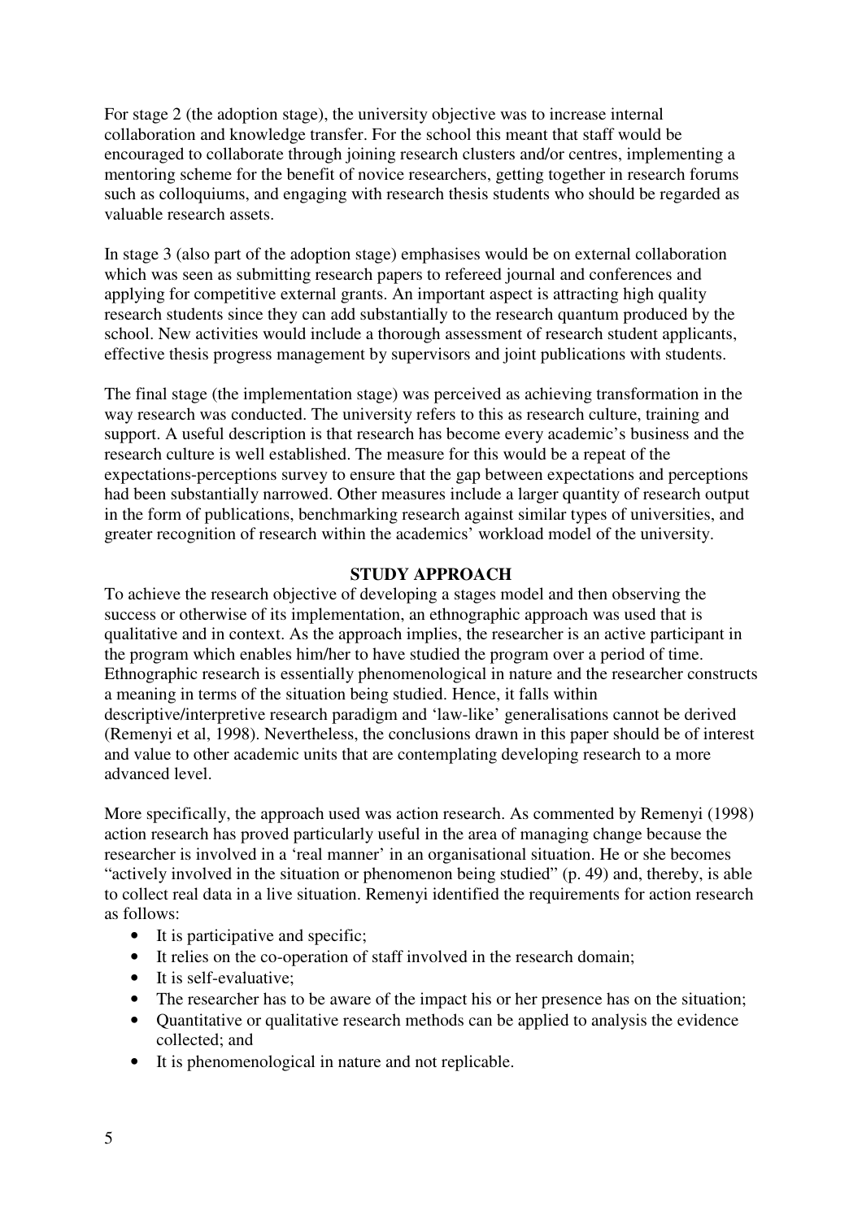For stage 2 (the adoption stage), the university objective was to increase internal collaboration and knowledge transfer. For the school this meant that staff would be encouraged to collaborate through joining research clusters and/or centres, implementing a mentoring scheme for the benefit of novice researchers, getting together in research forums such as colloquiums, and engaging with research thesis students who should be regarded as valuable research assets.

In stage 3 (also part of the adoption stage) emphasises would be on external collaboration which was seen as submitting research papers to refereed journal and conferences and applying for competitive external grants. An important aspect is attracting high quality research students since they can add substantially to the research quantum produced by the school. New activities would include a thorough assessment of research student applicants, effective thesis progress management by supervisors and joint publications with students.

The final stage (the implementation stage) was perceived as achieving transformation in the way research was conducted. The university refers to this as research culture, training and support. A useful description is that research has become every academic's business and the research culture is well established. The measure for this would be a repeat of the expectations-perceptions survey to ensure that the gap between expectations and perceptions had been substantially narrowed. Other measures include a larger quantity of research output in the form of publications, benchmarking research against similar types of universities, and greater recognition of research within the academics' workload model of the university.

## STUDY APPROACH

To achieve the research objective of developing a stages model and then observing the success or otherwise of its implementation, an ethnographic approach was used that is qualitative and in context. As the approach implies, the researcher is an active participant in the program which enables him/her to have studied the program over a period of time. Ethnographic research is essentially phenomenological in nature and the researcher constructs a meaning in terms of the situation being studied. Hence, it falls within descriptive/interpretive research paradigm and 'law-like' generalisations cannot be derived (Remenyi et al, 1998). Nevertheless, the conclusions drawn in this paper should be of interest and value to other academic units that are contemplating developing research to a more advanced level.

More specifically, the approach used was action research. As commented by Remenyi (1998) action research has proved particularly useful in the area of managing change because the researcher is involved in a 'real manner' in an organisational situation. He or she becomes "actively involved in the situation or phenomenon being studied" (p. 49) and, thereby, is able to collect real data in a live situation. Remenyi identified the requirements for action research as follows:

- It is participative and specific;
- It relies on the co-operation of staff involved in the research domain;
- It is self-evaluative;
- The researcher has to be aware of the impact his or her presence has on the situation;
- Quantitative or qualitative research methods can be applied to analysis the evidence collected; and
- It is phenomenological in nature and not replicable.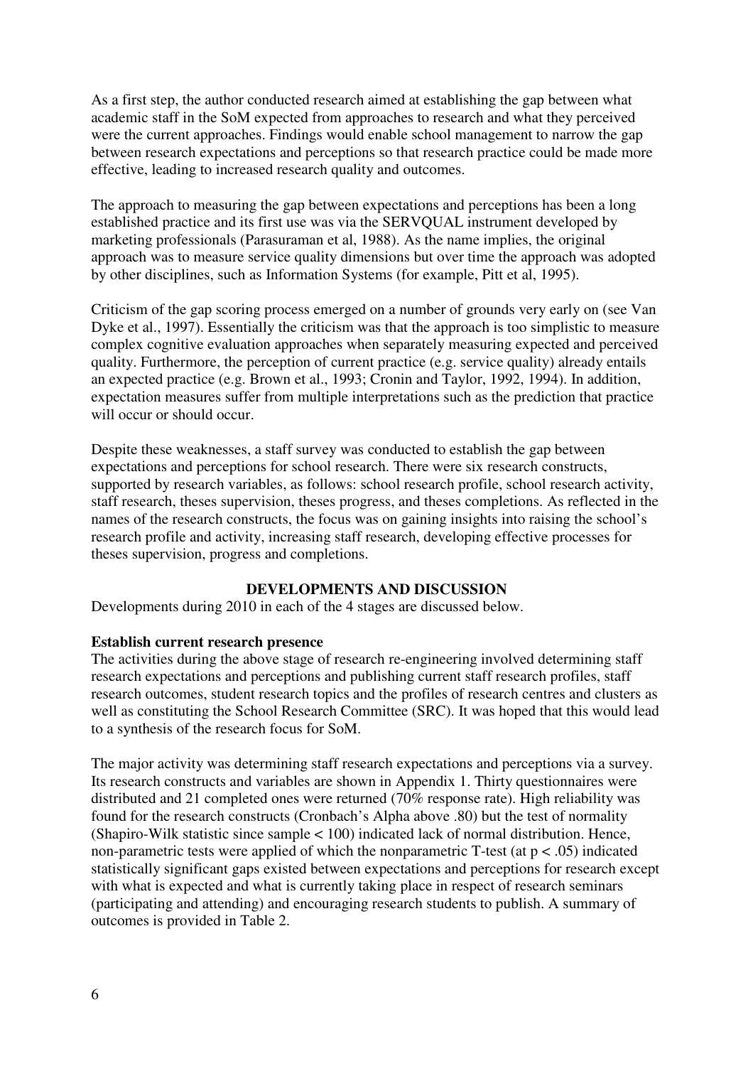As a first step, the author conducted research aimed at establishing the gap between what academic staff in the SoM expected from approaches to research and what they perceived were the current approaches. Findings would enable school management to narrow the gap between research expectations and perceptions so that research practice could be made more effective, leading to increased research quality and outcomes.

The approach to measuring the gap between expectations and perceptions has been a long established practice and its first use was via the SERVQUAL instrument developed by marketing professionals (Parasuraman et al, 1988). As the name implies, the original approach was to measure service quality dimensions but over time the approach was adopted by other disciplines, such as Information Systems (for example, Pitt et al, 1995).

Criticism of the gap scoring process emerged on a number of grounds very early on (see Van Dyke et al., 1997). Essentially the criticism was that the approach is too simplistic to measure complex cognitive evaluation approaches when separately measuring expected and perceived quality. Furthermore, the perception of current practice (e.g. service quality) already entails an expected practice (e.g. Brown et al., 1993; Cronin and Taylor, 1992, 1994). In addition, expectation measures suffer from multiple interpretations such as the prediction that practice will occur or should occur.

Despite these weaknesses, a staff survey was conducted to establish the gap between expectations and perceptions for school research. There were six research constructs, supported by research variables, as follows: school research profile, school research activity, staff research, theses supervision, theses progress, and theses completions. As reflected in the names of the research constructs, the focus was on gaining insights into raising the school's research profile and activity, increasing staff research, developing effective processes for theses supervision, progress and completions.

## DEVELOPMENTS AND DISCUSSION

Developments during 2010 in each of the 4 stages are discussed below.

### Establish current research presence

The activities during the above stage of research re-engineering involved determining staff research expectations and perceptions and publishing current staff research profiles, staff research outcomes, student research topics and the profiles of research centres and clusters as well as constituting the School Research Committee (SRC). It was hoped that this would lead to a synthesis of the research focus for SoM.

The major activity was determining staff research expectations and perceptions via a survey. Its research constructs and variables are shown in Appendix 1. Thirty questionnaires were distributed and 21 completed ones were returned (70% response rate). High reliability was found for the research constructs (Cronbach's Alpha above .80) but the test of normality (Shapiro-Wilk statistic since sample < 100) indicated lack of normal distribution. Hence, non-parametric tests were applied of which the nonparametric T-test (at $p < .05$) indicated statistically significant gaps existed between expectations and perceptions for research except with what is expected and what is currently taking place in respect of research seminars (participating and attending) and encouraging research students to publish. A summary of outcomes is provided in Table 2.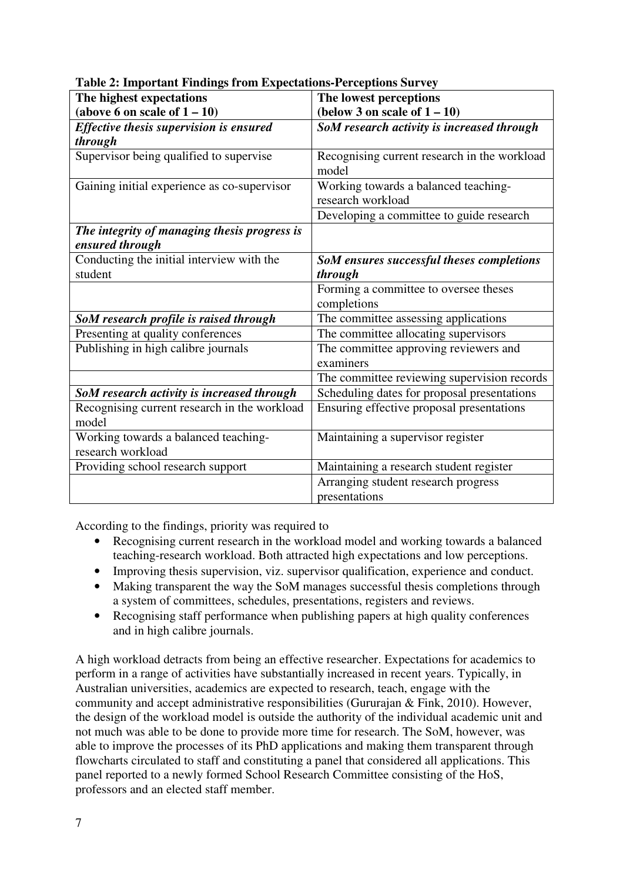**Table 2: Important Findings from Expectations-Perceptions Survey**

| The highest expectations (above 6 on scale of 1 – 10) | The lowest perceptions (below 3 on scale of 1 – 10) |
|---|---|
| ***Effective thesis supervision is ensured through*** | ***SoM research activity is increased through*** |
| Supervisor being qualified to supervise | Recognising current research in the workload model |
| Gaining initial experience as co-supervisor | Working towards a balanced teaching-research workload |
| | Developing a committee to guide research |
| ***The integrity of managing thesis progress is ensured through*** | |
| Conducting the initial interview with the student | ***SoM ensures successful theses completions through*** |
| | Forming a committee to oversee theses completions |
| ***SoM research profile is raised through*** | The committee assessing applications |
| Presenting at quality conferences | The committee allocating supervisors |
| Publishing in high calibre journals | The committee approving reviewers and examiners |
| | The committee reviewing supervision records |
| ***SoM research activity is increased through*** | Scheduling dates for proposal presentations |
| Recognising current research in the workload model | Ensuring effective proposal presentations |
| Working towards a balanced teaching-research workload | Maintaining a supervisor register |
| Providing school research support | Maintaining a research student register |
| | Arranging student research progress presentations |

According to the findings, priority was required to

- Recognising current research in the workload model and working towards a balanced teaching-research workload. Both attracted high expectations and low perceptions.
- Improving thesis supervision, viz. supervisor qualification, experience and conduct.
- Making transparent the way the SoM manages successful thesis completions through a system of committees, schedules, presentations, registers and reviews.
- Recognising staff performance when publishing papers at high quality conferences and in high calibre journals.

A high workload detracts from being an effective researcher. Expectations for academics to perform in a range of activities have substantially increased in recent years. Typically, in Australian universities, academics are expected to research, teach, engage with the community and accept administrative responsibilities (Gururajan & Fink, 2010). However, the design of the workload model is outside the authority of the individual academic unit and not much was able to be done to provide more time for research. The SoM, however, was able to improve the processes of its PhD applications and making them transparent through flowcharts circulated to staff and constituting a panel that considered all applications. This panel reported to a newly formed School Research Committee consisting of the HoS, professors and an elected staff member.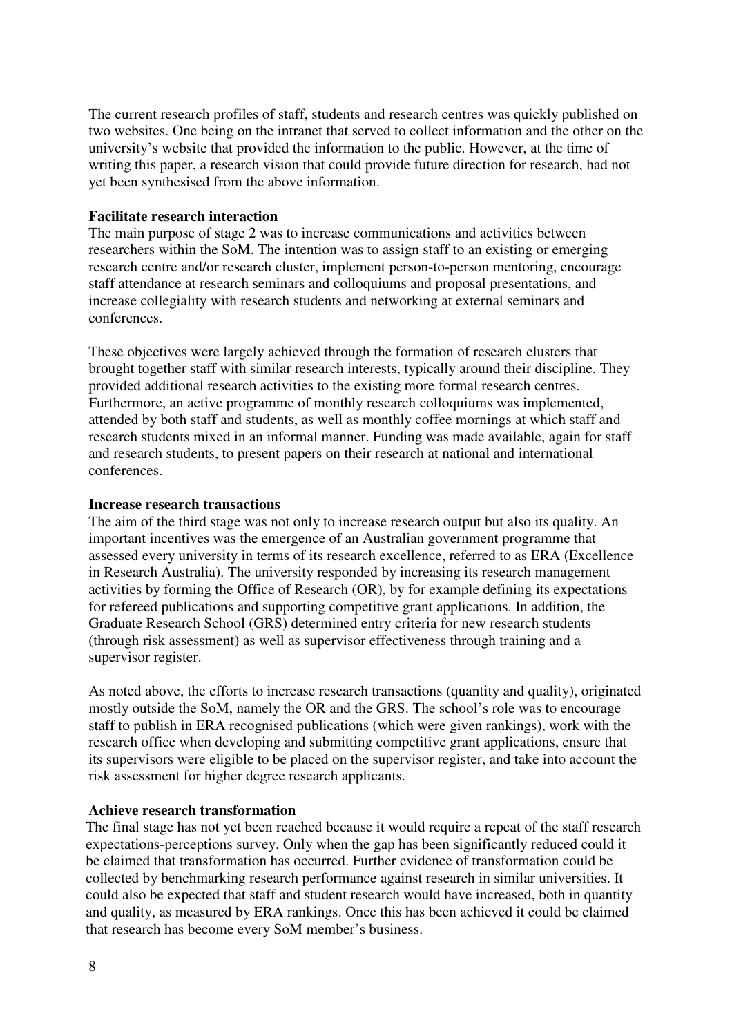The current research profiles of staff, students and research centres was quickly published on two websites. One being on the intranet that served to collect information and the other on the university's website that provided the information to the public. However, at the time of writing this paper, a research vision that could provide future direction for research, had not yet been synthesised from the above information.

**Facilitate research interaction**

The main purpose of stage 2 was to increase communications and activities between researchers within the SoM. The intention was to assign staff to an existing or emerging research centre and/or research cluster, implement person-to-person mentoring, encourage staff attendance at research seminars and colloquiums and proposal presentations, and increase collegiality with research students and networking at external seminars and conferences.

These objectives were largely achieved through the formation of research clusters that brought together staff with similar research interests, typically around their discipline. They provided additional research activities to the existing more formal research centres. Furthermore, an active programme of monthly research colloquiums was implemented, attended by both staff and students, as well as monthly coffee mornings at which staff and research students mixed in an informal manner. Funding was made available, again for staff and research students, to present papers on their research at national and international conferences.

**Increase research transactions**

The aim of the third stage was not only to increase research output but also its quality. An important incentives was the emergence of an Australian government programme that assessed every university in terms of its research excellence, referred to as ERA (Excellence in Research Australia). The university responded by increasing its research management activities by forming the Office of Research (OR), by for example defining its expectations for refereed publications and supporting competitive grant applications. In addition, the Graduate Research School (GRS) determined entry criteria for new research students (through risk assessment) as well as supervisor effectiveness through training and a supervisor register.

As noted above, the efforts to increase research transactions (quantity and quality), originated mostly outside the SoM, namely the OR and the GRS. The school's role was to encourage staff to publish in ERA recognised publications (which were given rankings), work with the research office when developing and submitting competitive grant applications, ensure that its supervisors were eligible to be placed on the supervisor register, and take into account the risk assessment for higher degree research applicants.

**Achieve research transformation**

The final stage has not yet been reached because it would require a repeat of the staff research expectations-perceptions survey. Only when the gap has been significantly reduced could it be claimed that transformation has occurred. Further evidence of transformation could be collected by benchmarking research performance against research in similar universities. It could also be expected that staff and student research would have increased, both in quantity and quality, as measured by ERA rankings. Once this has been achieved it could be claimed that research has become every SoM member's business.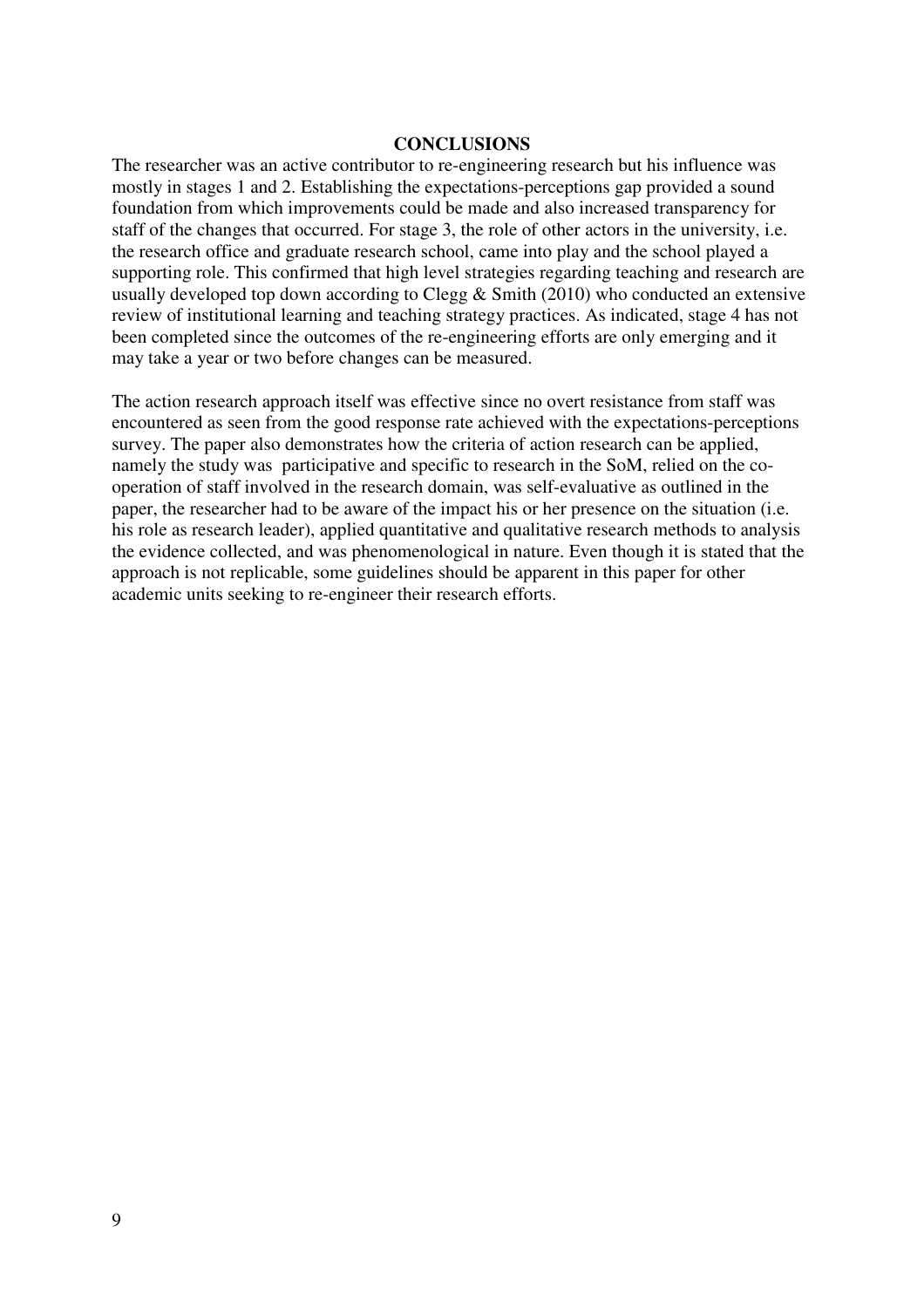## CONCLUSIONS

The researcher was an active contributor to re-engineering research but his influence was mostly in stages 1 and 2. Establishing the expectations-perceptions gap provided a sound foundation from which improvements could be made and also increased transparency for staff of the changes that occurred. For stage 3, the role of other actors in the university, i.e. the research office and graduate research school, came into play and the school played a supporting role. This confirmed that high level strategies regarding teaching and research are usually developed top down according to Clegg & Smith (2010) who conducted an extensive review of institutional learning and teaching strategy practices. As indicated, stage 4 has not been completed since the outcomes of the re-engineering efforts are only emerging and it may take a year or two before changes can be measured.

The action research approach itself was effective since no overt resistance from staff was encountered as seen from the good response rate achieved with the expectations-perceptions survey. The paper also demonstrates how the criteria of action research can be applied, namely the study was participative and specific to research in the SoM, relied on the co-operation of staff involved in the research domain, was self-evaluative as outlined in the paper, the researcher had to be aware of the impact his or her presence on the situation (i.e. his role as research leader), applied quantitative and qualitative research methods to analysis the evidence collected, and was phenomenological in nature. Even though it is stated that the approach is not replicable, some guidelines should be apparent in this paper for other academic units seeking to re-engineer their research efforts.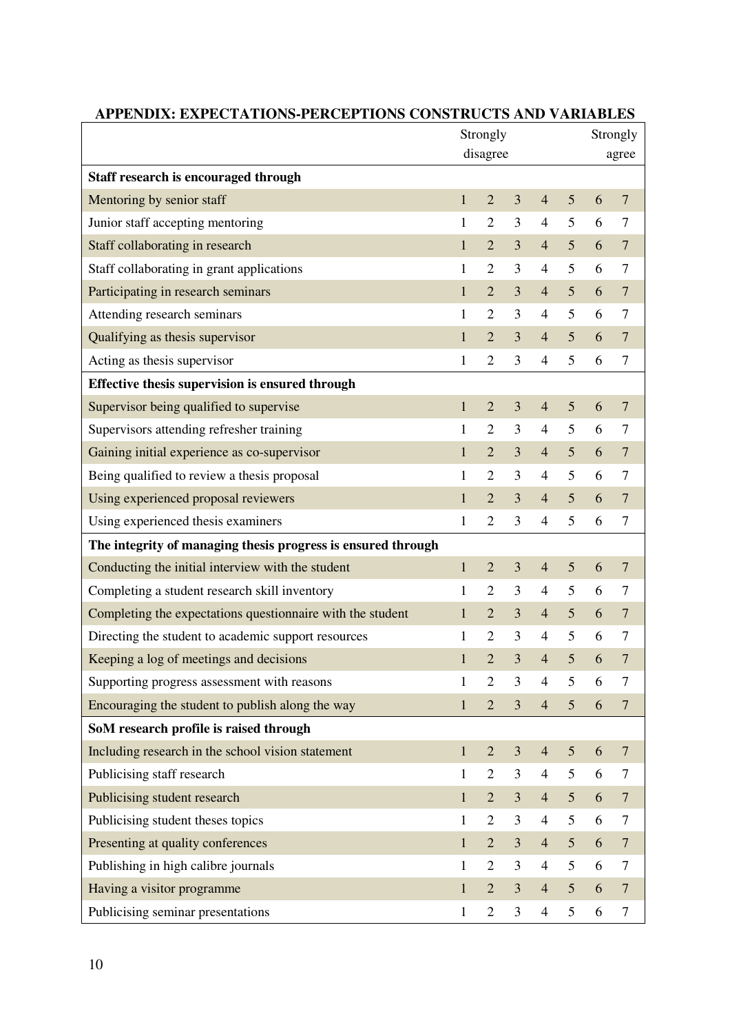## APPENDIX: EXPECTATIONS-PERCEPTIONS CONSTRUCTS AND VARIABLES

| | Strongly disagree | | | | | | Strongly agree |
|---|---|---|---|---|---|---|---|
| **Staff research is encouraged through** | | | | | | | |
| Mentoring by senior staff | 1 | 2 | 3 | 4 | 5 | 6 | 7 |
| Junior staff accepting mentoring | 1 | 2 | 3 | 4 | 5 | 6 | 7 |
| Staff collaborating in research | 1 | 2 | 3 | 4 | 5 | 6 | 7 |
| Staff collaborating in grant applications | 1 | 2 | 3 | 4 | 5 | 6 | 7 |
| Participating in research seminars | 1 | 2 | 3 | 4 | 5 | 6 | 7 |
| Attending research seminars | 1 | 2 | 3 | 4 | 5 | 6 | 7 |
| Qualifying as thesis supervisor | 1 | 2 | 3 | 4 | 5 | 6 | 7 |
| Acting as thesis supervisor | 1 | 2 | 3 | 4 | 5 | 6 | 7 |
| **Effective thesis supervision is ensured through** | | | | | | | |
| Supervisor being qualified to supervise | 1 | 2 | 3 | 4 | 5 | 6 | 7 |
| Supervisors attending refresher training | 1 | 2 | 3 | 4 | 5 | 6 | 7 |
| Gaining initial experience as co-supervisor | 1 | 2 | 3 | 4 | 5 | 6 | 7 |
| Being qualified to review a thesis proposal | 1 | 2 | 3 | 4 | 5 | 6 | 7 |
| Using experienced proposal reviewers | 1 | 2 | 3 | 4 | 5 | 6 | 7 |
| Using experienced thesis examiners | 1 | 2 | 3 | 4 | 5 | 6 | 7 |
| **The integrity of managing thesis progress is ensured through** | | | | | | | |
| Conducting the initial interview with the student | 1 | 2 | 3 | 4 | 5 | 6 | 7 |
| Completing a student research skill inventory | 1 | 2 | 3 | 4 | 5 | 6 | 7 |
| Completing the expectations questionnaire with the student | 1 | 2 | 3 | 4 | 5 | 6 | 7 |
| Directing the student to academic support resources | 1 | 2 | 3 | 4 | 5 | 6 | 7 |
| Keeping a log of meetings and decisions | 1 | 2 | 3 | 4 | 5 | 6 | 7 |
| Supporting progress assessment with reasons | 1 | 2 | 3 | 4 | 5 | 6 | 7 |
| Encouraging the student to publish along the way | 1 | 2 | 3 | 4 | 5 | 6 | 7 |
| **SoM research profile is raised through** | | | | | | | |
| Including research in the school vision statement | 1 | 2 | 3 | 4 | 5 | 6 | 7 |
| Publicising staff research | 1 | 2 | 3 | 4 | 5 | 6 | 7 |
| Publicising student research | 1 | 2 | 3 | 4 | 5 | 6 | 7 |
| Publicising student theses topics | 1 | 2 | 3 | 4 | 5 | 6 | 7 |
| Presenting at quality conferences | 1 | 2 | 3 | 4 | 5 | 6 | 7 |
| Publishing in high calibre journals | 1 | 2 | 3 | 4 | 5 | 6 | 7 |
| Having a visitor programme | 1 | 2 | 3 | 4 | 5 | 6 | 7 |
| Publicising seminar presentations | 1 | 2 | 3 | 4 | 5 | 6 | 7 |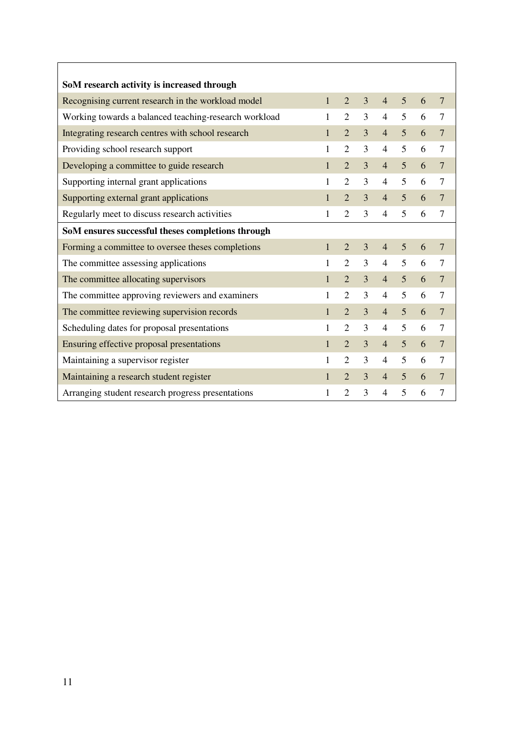| SoM research activity is increased through | | | | | | | |
|---|---|---|---|---|---|---|---|
| Recognising current research in the workload model | 1 | 2 | 3 | 4 | 5 | 6 | 7 |
| Working towards a balanced teaching-research workload | 1 | 2 | 3 | 4 | 5 | 6 | 7 |
| Integrating research centres with school research | 1 | 2 | 3 | 4 | 5 | 6 | 7 |
| Providing school research support | 1 | 2 | 3 | 4 | 5 | 6 | 7 |
| Developing a committee to guide research | 1 | 2 | 3 | 4 | 5 | 6 | 7 |
| Supporting internal grant applications | 1 | 2 | 3 | 4 | 5 | 6 | 7 |
| Supporting external grant applications | 1 | 2 | 3 | 4 | 5 | 6 | 7 |
| Regularly meet to discuss research activities | 1 | 2 | 3 | 4 | 5 | 6 | 7 |
| **SoM ensures successful theses completions through** | | | | | | | |
| Forming a committee to oversee theses completions | 1 | 2 | 3 | 4 | 5 | 6 | 7 |
| The committee assessing applications | 1 | 2 | 3 | 4 | 5 | 6 | 7 |
| The committee allocating supervisors | 1 | 2 | 3 | 4 | 5 | 6 | 7 |
| The committee approving reviewers and examiners | 1 | 2 | 3 | 4 | 5 | 6 | 7 |
| The committee reviewing supervision records | 1 | 2 | 3 | 4 | 5 | 6 | 7 |
| Scheduling dates for proposal presentations | 1 | 2 | 3 | 4 | 5 | 6 | 7 |
| Ensuring effective proposal presentations | 1 | 2 | 3 | 4 | 5 | 6 | 7 |
| Maintaining a supervisor register | 1 | 2 | 3 | 4 | 5 | 6 | 7 |
| Maintaining a research student register | 1 | 2 | 3 | 4 | 5 | 6 | 7 |
| Arranging student research progress presentations | 1 | 2 | 3 | 4 | 5 | 6 | 7 |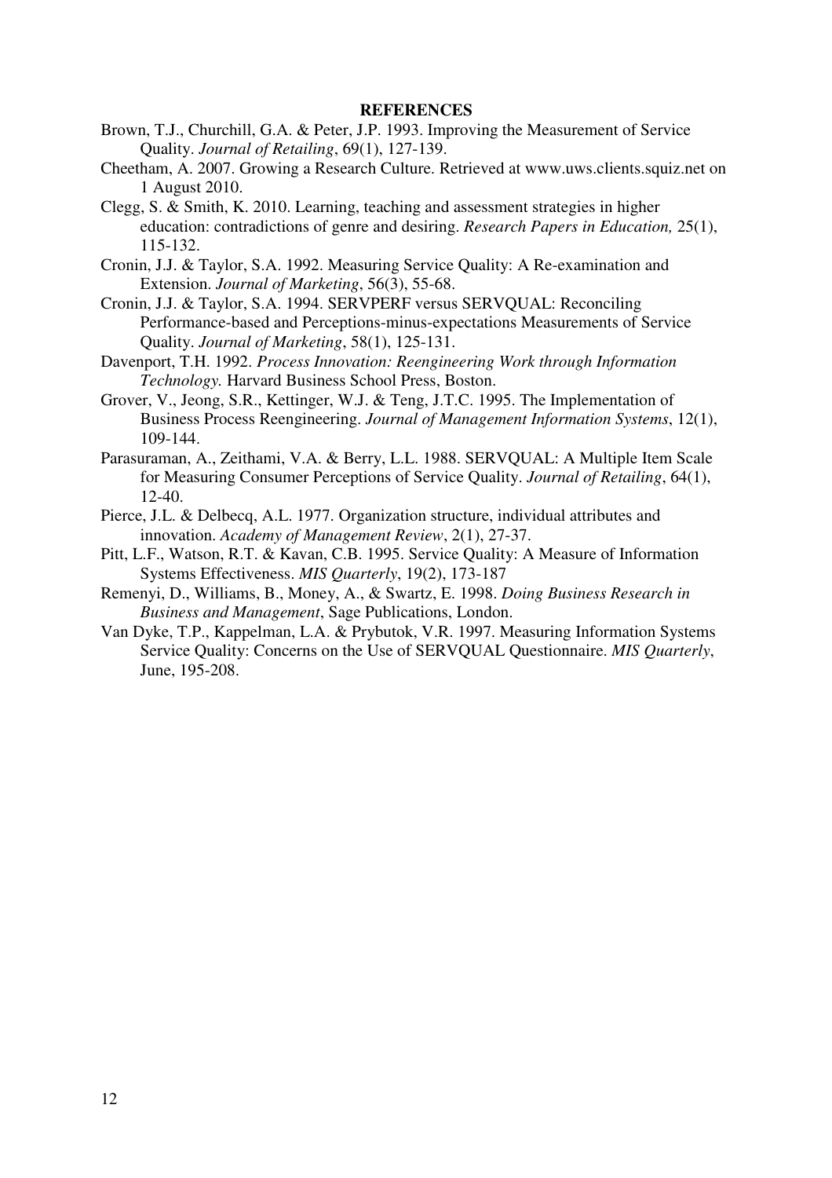**REFERENCES**

Brown, T.J., Churchill, G.A. & Peter, J.P. 1993. Improving the Measurement of Service Quality. *Journal of Retailing*, 69(1), 127-139.

Cheetham, A. 2007. Growing a Research Culture. Retrieved at www.uws.clients.squiz.net on 1 August 2010.

Clegg, S. & Smith, K. 2010. Learning, teaching and assessment strategies in higher education: contradictions of genre and desiring. *Research Papers in Education,* 25(1), 115-132.

Cronin, J.J. & Taylor, S.A. 1992. Measuring Service Quality: A Re-examination and Extension. *Journal of Marketing*, 56(3), 55-68.

Cronin, J.J. & Taylor, S.A. 1994. SERVPERF versus SERVQUAL: Reconciling Performance-based and Perceptions-minus-expectations Measurements of Service Quality. *Journal of Marketing*, 58(1), 125-131.

Davenport, T.H. 1992. *Process Innovation: Reengineering Work through Information Technology.* Harvard Business School Press, Boston.

Grover, V., Jeong, S.R., Kettinger, W.J. & Teng, J.T.C. 1995. The Implementation of Business Process Reengineering. *Journal of Management Information Systems*, 12(1), 109-144.

Parasuraman, A., Zeithami, V.A. & Berry, L.L. 1988. SERVQUAL: A Multiple Item Scale for Measuring Consumer Perceptions of Service Quality. *Journal of Retailing*, 64(1), 12-40.

Pierce, J.L. & Delbecq, A.L. 1977. Organization structure, individual attributes and innovation. *Academy of Management Review*, 2(1), 27-37.

Pitt, L.F., Watson, R.T. & Kavan, C.B. 1995. Service Quality: A Measure of Information Systems Effectiveness. *MIS Quarterly*, 19(2), 173-187

Remenyi, D., Williams, B., Money, A., & Swartz, E. 1998. *Doing Business Research in Business and Management*, Sage Publications, London.

Van Dyke, T.P., Kappelman, L.A. & Prybutok, V.R. 1997. Measuring Information Systems Service Quality: Concerns on the Use of SERVQUAL Questionnaire. *MIS Quarterly*, June, 195-208.